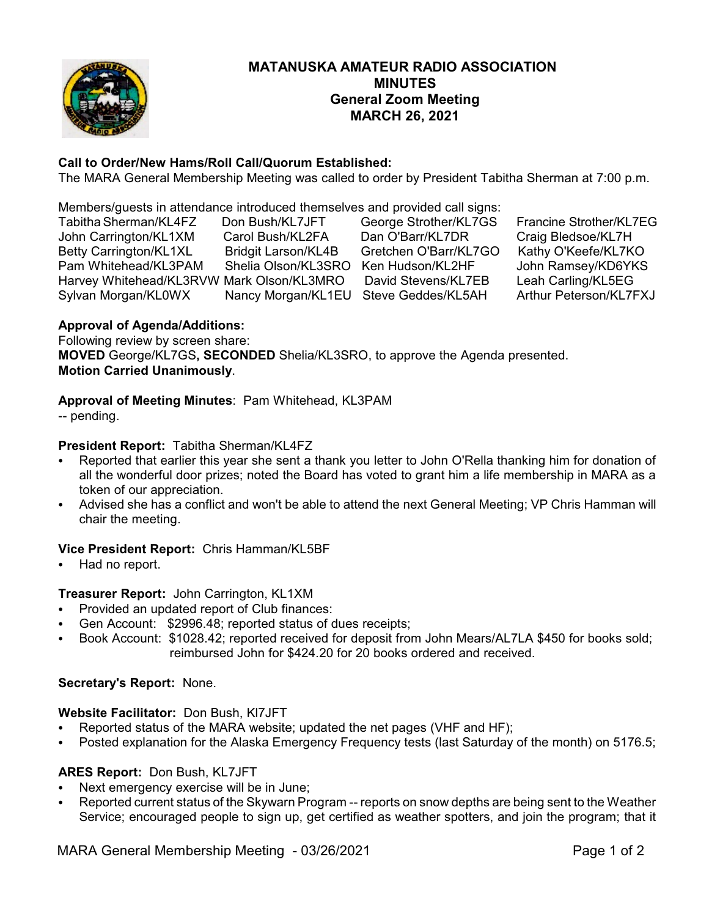# MATANUSKA AMATEUR RADIO ASSOCIATION
## MINUTES
## General Zoom Meeting
## MARCH 26, 2021

**Call to Order/New Hams/Roll Call/Quorum Established:**
The MARA General Membership Meeting was called to order by President Tabitha Sherman at 7:00 p.m.

Members/guests in attendance introduced themselves and provided call signs:

| | | | |
|---|---|---|---|
| Tabitha Sherman/KL4FZ | Don Bush/KL7JFT | George Strother/KL7GS | Francine Strother/KL7EG |
| John Carrington/KL1XM | Carol Bush/KL2FA | Dan O'Barr/KL7DR | Craig Bledsoe/KL7H |
| Betty Carrington/KL1XL | Bridgit Larson/KL4B | Gretchen O'Barr/KL7GO | Kathy O'Keefe/KL7KO |
| Pam Whitehead/KL3PAM | Shelia Olson/KL3SRO | Ken Hudson/KL2HF | John Ramsey/KD6YKS |
| Harvey Whitehead/KL3RVW | Mark Olson/KL3MRO | David Stevens/KL7EB | Leah Carling/KL5EG |
| Sylvan Morgan/KL0WX | Nancy Morgan/KL1EU | Steve Geddes/KL5AH | Arthur Peterson/KL7FXJ |

**Approval of Agenda/Additions:**
Following review by screen share:
**MOVED** George/KL7GS**, SECONDED** Shelia/KL3SRO, to approve the Agenda presented.
**Motion Carried Unanimously**.

**Approval of Meeting Minutes**: Pam Whitehead, KL3PAM
-- pending.

**President Report:** Tabitha Sherman/KL4FZ
- Reported that earlier this year she sent a thank you letter to John O'Rella thanking him for donation of all the wonderful door prizes; noted the Board has voted to grant him a life membership in MARA as a token of our appreciation.
- Advised she has a conflict and won't be able to attend the next General Meeting; VP Chris Hamman will chair the meeting.

**Vice President Report:** Chris Hamman/KL5BF
- Had no report.

**Treasurer Report:** John Carrington, KL1XM
- Provided an updated report of Club finances:
- Gen Account: $2996.48; reported status of dues receipts;
- Book Account: $1028.42; reported received for deposit from John Mears/AL7LA $450 for books sold; reimbursed John for $424.20 for 20 books ordered and received.

**Secretary's Report:** None.

**Website Facilitator:** Don Bush, Kl7JFT
- Reported status of the MARA website; updated the net pages (VHF and HF);
- Posted explanation for the Alaska Emergency Frequency tests (last Saturday of the month) on 5176.5;

**ARES Report:** Don Bush, KL7JFT
- Next emergency exercise will be in June;
- Reported current status of the Skywarn Program -- reports on snow depths are being sent to the Weather Service; encouraged people to sign up, get certified as weather spotters, and join the program; that it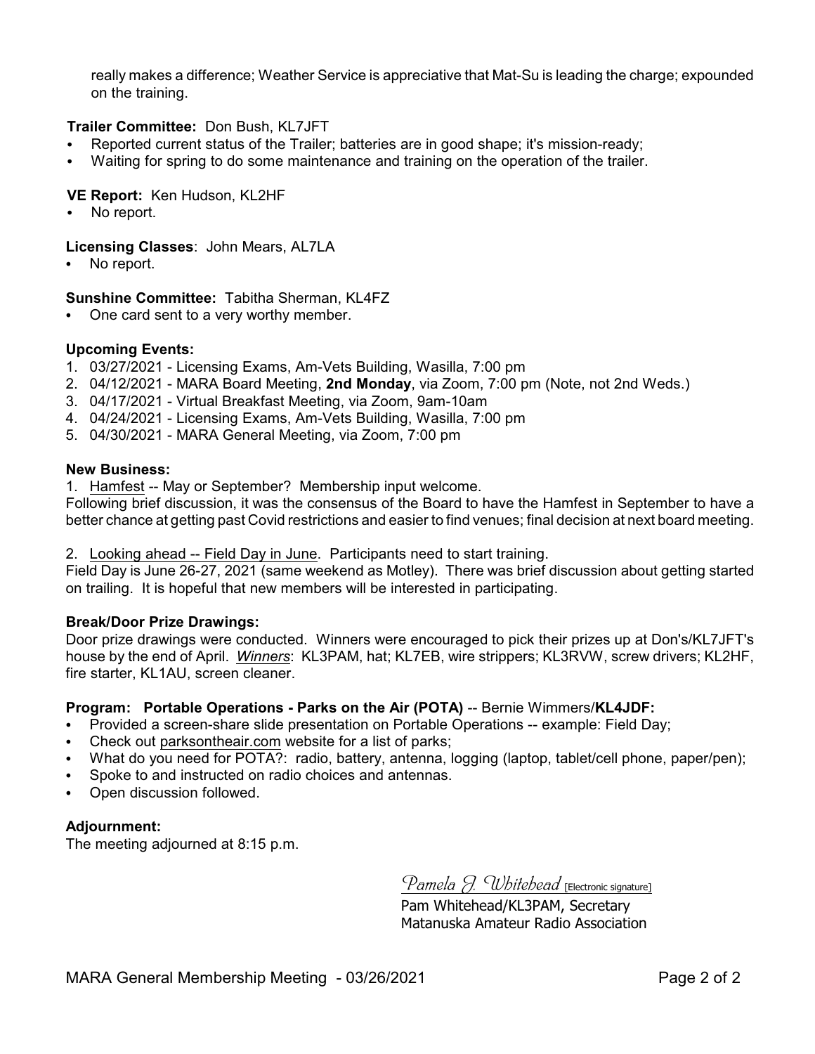really makes a difference; Weather Service is appreciative that Mat-Su is leading the charge; expounded on the training.

**Trailer Committee:** Don Bush, KL7JFT
- Reported current status of the Trailer; batteries are in good shape; it's mission-ready;
- Waiting for spring to do some maintenance and training on the operation of the trailer.

**VE Report:** Ken Hudson, KL2HF
- No report.

**Licensing Classes**: John Mears, AL7LA
- No report.

**Sunshine Committee:** Tabitha Sherman, KL4FZ
- One card sent to a very worthy member.

**Upcoming Events:**
1. 03/27/2021 - Licensing Exams, Am-Vets Building, Wasilla, 7:00 pm
2. 04/12/2021 - MARA Board Meeting, **2nd Monday**, via Zoom, 7:00 pm (Note, not 2nd Weds.)
3. 04/17/2021 - Virtual Breakfast Meeting, via Zoom, 9am-10am
4. 04/24/2021 - Licensing Exams, Am-Vets Building, Wasilla, 7:00 pm
5. 04/30/2021 - MARA General Meeting, via Zoom, 7:00 pm

**New Business:**

1. Hamfest -- May or September? Membership input welcome.

Following brief discussion, it was the consensus of the Board to have the Hamfest in September to have a better chance at getting past Covid restrictions and easier to find venues; final decision at next board meeting.

2. Looking ahead -- Field Day in June. Participants need to start training.

Field Day is June 26-27, 2021 (same weekend as Motley). There was brief discussion about getting started on trailing. It is hopeful that new members will be interested in participating.

**Break/Door Prize Drawings:**

Door prize drawings were conducted. Winners were encouraged to pick their prizes up at Don's/KL7JFT's house by the end of April. *Winners*: KL3PAM, hat; KL7EB, wire strippers; KL3RVW, screw drivers; KL2HF, fire starter, KL1AU, screen cleaner.

**Program: Portable Operations - Parks on the Air (POTA)** -- Bernie Wimmers/**KL4JDF:**
- Provided a screen-share slide presentation on Portable Operations -- example: Field Day;
- Check out parksontheair.com website for a list of parks;
- What do you need for POTA?: radio, battery, antenna, logging (laptop, tablet/cell phone, paper/pen);
- Spoke to and instructed on radio choices and antennas.
- Open discussion followed.

**Adjournment:**

The meeting adjourned at 8:15 p.m.

*Pamela J. Whitehead* [Electronic signature]

Pam Whitehead/KL3PAM, Secretary
Matanuska Amateur Radio Association